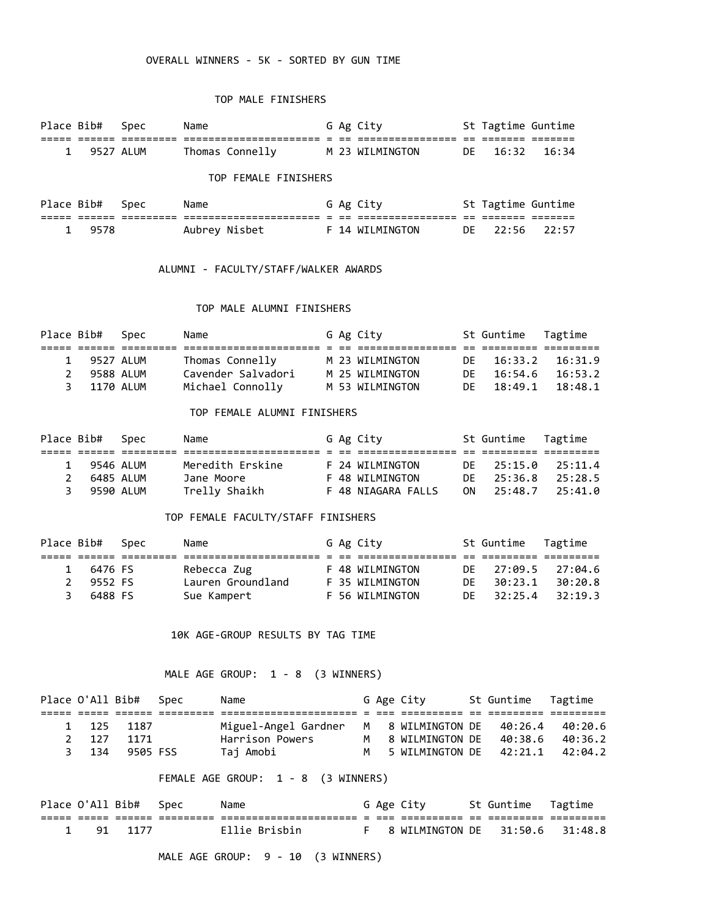## OVERALL WINNERS - 5K - SORTED BY GUN TIME

### TOP MALE FINISHERS

| Place | Bib# | Spec | Name | G | Ag | City | St | Tagtime | Guntime |
|---|---|---|---|---|---|---|---|---|---|
| 1 | 9527 | ALUM | Thomas Connelly | M | 23 | WILMINGTON | DE | 16:32 | 16:34 |

### TOP FEMALE FINISHERS

| Place | Bib# | Spec | Name | G | Ag | City | St | Tagtime | Guntime |
|---|---|---|---|---|---|---|---|---|---|
| 1 | 9578 | | Aubrey Nisbet | F | 14 | WILMINGTON | DE | 22:56 | 22:57 |

## ALUMNI - FACULTY/STAFF/WALKER AWARDS

### TOP MALE ALUMNI FINISHERS

| Place | Bib# | Spec | Name | G | Ag | City | St | Guntime | Tagtime |
|---|---|---|---|---|---|---|---|---|---|
| 1 | 9527 | ALUM | Thomas Connelly | M | 23 | WILMINGTON | DE | 16:33.2 | 16:31.9 |
| 2 | 9588 | ALUM | Cavender Salvadori | M | 25 | WILMINGTON | DE | 16:54.6 | 16:53.2 |
| 3 | 1170 | ALUM | Michael Connolly | M | 53 | WILMINGTON | DE | 18:49.1 | 18:48.1 |

### TOP FEMALE ALUMNI FINISHERS

| Place | Bib# | Spec | Name | G | Ag | City | St | Guntime | Tagtime |
|---|---|---|---|---|---|---|---|---|---|
| 1 | 9546 | ALUM | Meredith Erskine | F | 24 | WILMINGTON | DE | 25:15.0 | 25:11.4 |
| 2 | 6485 | ALUM | Jane Moore | F | 48 | WILMINGTON | DE | 25:36.8 | 25:28.5 |
| 3 | 9590 | ALUM | Trelly Shaikh | F | 48 | NIAGARA FALLS | ON | 25:48.7 | 25:41.0 |

### TOP FEMALE FACULTY/STAFF FINISHERS

| Place | Bib# | Spec | Name | G | Ag | City | St | Guntime | Tagtime |
|---|---|---|---|---|---|---|---|---|---|
| 1 | 6476 | FS | Rebecca Zug | F | 48 | WILMINGTON | DE | 27:09.5 | 27:04.6 |
| 2 | 9552 | FS | Lauren Groundland | F | 35 | WILMINGTON | DE | 30:23.1 | 30:20.8 |
| 3 | 6488 | FS | Sue Kampert | F | 56 | WILMINGTON | DE | 32:25.4 | 32:19.3 |

## 10K AGE-GROUP RESULTS BY TAG TIME

### MALE AGE GROUP: 1 - 8 (3 WINNERS)

| Place | O'All | Bib# | Spec | Name | G | Age | City | St | Guntime | Tagtime |
|---|---|---|---|---|---|---|---|---|---|---|
| 1 | 125 | 1187 | | Miguel-Angel Gardner | M | 8 | WILMINGTON | DE | 40:26.4 | 40:20.6 |
| 2 | 127 | 1171 | | Harrison Powers | M | 8 | WILMINGTON | DE | 40:38.6 | 40:36.2 |
| 3 | 134 | 9505 | FSS | Taj Amobi | M | 5 | WILMINGTON | DE | 42:21.1 | 42:04.2 |

### FEMALE AGE GROUP: 1 - 8 (3 WINNERS)

| Place | O'All | Bib# | Spec | Name | G | Age | City | St | Guntime | Tagtime |
|---|---|---|---|---|---|---|---|---|---|---|
| 1 | 91 | 1177 | | Ellie Brisbin | F | 8 | WILMINGTON | DE | 31:50.6 | 31:48.8 |

### MALE AGE GROUP: 9 - 10 (3 WINNERS)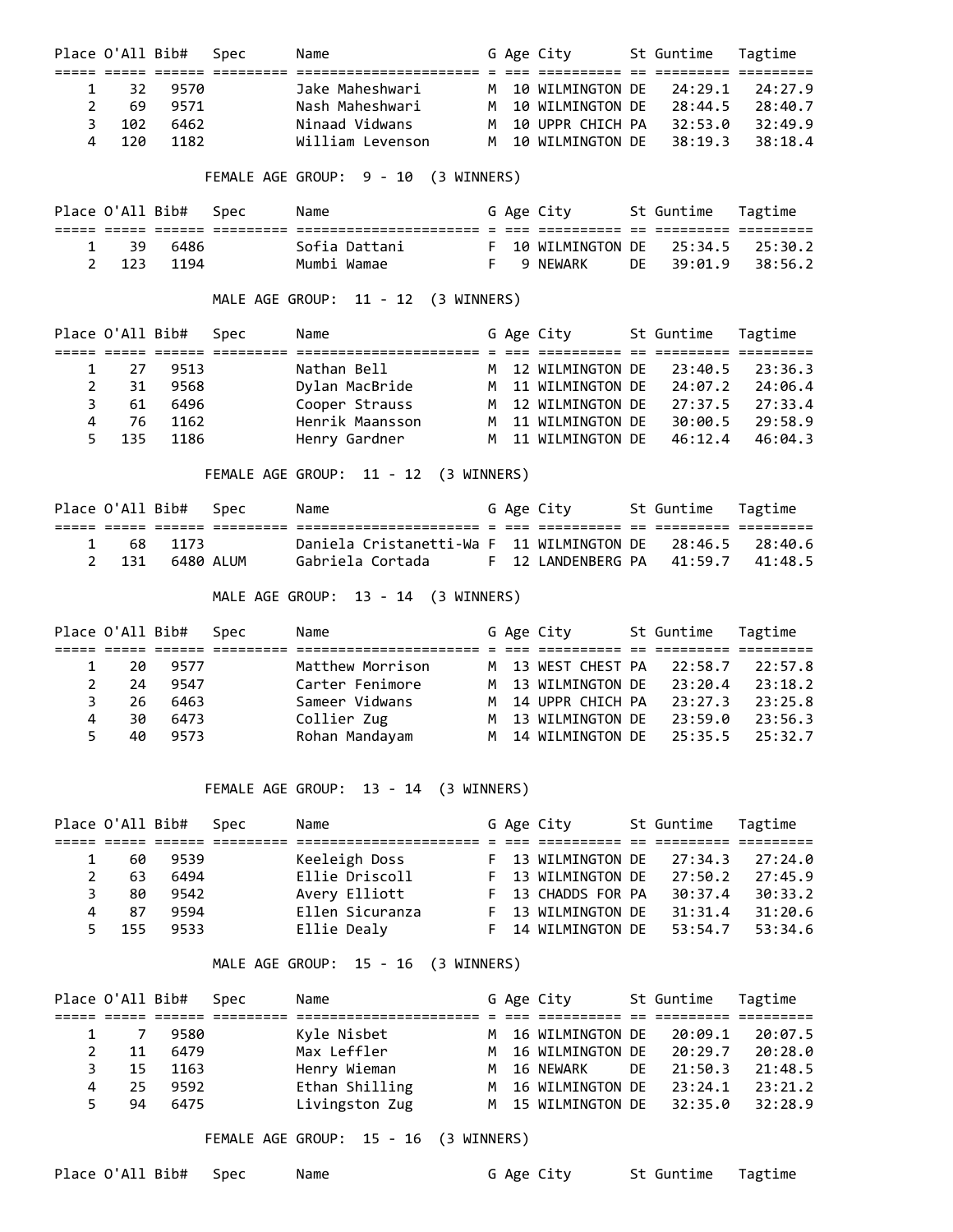| Place | O'All | Bib# | Spec | Name | G | Age | City | St | Guntime | Tagtime |
|---|---|---|---|---|---|---|---|---|---|---|
| 1 | 32 | 9570 | | Jake Maheshwari | M | 10 | WILMINGTON | DE | 24:29.1 | 24:27.9 |
| 2 | 69 | 9571 | | Nash Maheshwari | M | 10 | WILMINGTON | DE | 28:44.5 | 28:40.7 |
| 3 | 102 | 6462 | | Ninaad Vidwans | M | 10 | UPPR CHICH | PA | 32:53.0 | 32:49.9 |
| 4 | 120 | 1182 | | William Levenson | M | 10 | WILMINGTON | DE | 38:19.3 | 38:18.4 |

FEMALE AGE GROUP: 9 - 10 (3 WINNERS)

| Place | O'All | Bib# | Spec | Name | G | Age | City | St | Guntime | Tagtime |
|---|---|---|---|---|---|---|---|---|---|---|
| 1 | 39 | 6486 | | Sofia Dattani | F | 10 | WILMINGTON | DE | 25:34.5 | 25:30.2 |
| 2 | 123 | 1194 | | Mumbi Wamae | F | 9 | NEWARK | DE | 39:01.9 | 38:56.2 |

MALE AGE GROUP: 11 - 12 (3 WINNERS)

| Place | O'All | Bib# | Spec | Name | G | Age | City | St | Guntime | Tagtime |
|---|---|---|---|---|---|---|---|---|---|---|
| 1 | 27 | 9513 | | Nathan Bell | M | 12 | WILMINGTON | DE | 23:40.5 | 23:36.3 |
| 2 | 31 | 9568 | | Dylan MacBride | M | 11 | WILMINGTON | DE | 24:07.2 | 24:06.4 |
| 3 | 61 | 6496 | | Cooper Strauss | M | 12 | WILMINGTON | DE | 27:37.5 | 27:33.4 |
| 4 | 76 | 1162 | | Henrik Maansson | M | 11 | WILMINGTON | DE | 30:00.5 | 29:58.9 |
| 5 | 135 | 1186 | | Henry Gardner | M | 11 | WILMINGTON | DE | 46:12.4 | 46:04.3 |

FEMALE AGE GROUP: 11 - 12 (3 WINNERS)

| Place | O'All | Bib# | Spec | Name | G | Age | City | St | Guntime | Tagtime |
|---|---|---|---|---|---|---|---|---|---|---|
| 1 | 68 | 1173 | | Daniela Cristanetti-Wa | F | 11 | WILMINGTON | DE | 28:46.5 | 28:40.6 |
| 2 | 131 | 6480 | ALUM | Gabriela Cortada | F | 12 | LANDENBERG | PA | 41:59.7 | 41:48.5 |

MALE AGE GROUP: 13 - 14 (3 WINNERS)

| Place | O'All | Bib# | Spec | Name | G | Age | City | St | Guntime | Tagtime |
|---|---|---|---|---|---|---|---|---|---|---|
| 1 | 20 | 9577 | | Matthew Morrison | M | 13 | WEST CHEST | PA | 22:58.7 | 22:57.8 |
| 2 | 24 | 9547 | | Carter Fenimore | M | 13 | WILMINGTON | DE | 23:20.4 | 23:18.2 |
| 3 | 26 | 6463 | | Sameer Vidwans | M | 14 | UPPR CHICH | PA | 23:27.3 | 23:25.8 |
| 4 | 30 | 6473 | | Collier Zug | M | 13 | WILMINGTON | DE | 23:59.0 | 23:56.3 |
| 5 | 40 | 9573 | | Rohan Mandayam | M | 14 | WILMINGTON | DE | 25:35.5 | 25:32.7 |

FEMALE AGE GROUP: 13 - 14 (3 WINNERS)

| Place | O'All | Bib# | Spec | Name | G | Age | City | St | Guntime | Tagtime |
|---|---|---|---|---|---|---|---|---|---|---|
| 1 | 60 | 9539 | | Keeleigh Doss | F | 13 | WILMINGTON | DE | 27:34.3 | 27:24.0 |
| 2 | 63 | 6494 | | Ellie Driscoll | F | 13 | WILMINGTON | DE | 27:50.2 | 27:45.9 |
| 3 | 80 | 9542 | | Avery Elliott | F | 13 | CHADDS FOR | PA | 30:37.4 | 30:33.2 |
| 4 | 87 | 9594 | | Ellen Sicuranza | F | 13 | WILMINGTON | DE | 31:31.4 | 31:20.6 |
| 5 | 155 | 9533 | | Ellie Dealy | F | 14 | WILMINGTON | DE | 53:54.7 | 53:34.6 |

MALE AGE GROUP: 15 - 16 (3 WINNERS)

| Place | O'All | Bib# | Spec | Name | G | Age | City | St | Guntime | Tagtime |
|---|---|---|---|---|---|---|---|---|---|---|
| 1 | 7 | 9580 | | Kyle Nisbet | M | 16 | WILMINGTON | DE | 20:09.1 | 20:07.5 |
| 2 | 11 | 6479 | | Max Leffler | M | 16 | WILMINGTON | DE | 20:29.7 | 20:28.0 |
| 3 | 15 | 1163 | | Henry Wieman | M | 16 | NEWARK | DE | 21:50.3 | 21:48.5 |
| 4 | 25 | 9592 | | Ethan Shilling | M | 16 | WILMINGTON | DE | 23:24.1 | 23:21.2 |
| 5 | 94 | 6475 | | Livingston Zug | M | 15 | WILMINGTON | DE | 32:35.0 | 32:28.9 |

FEMALE AGE GROUP: 15 - 16 (3 WINNERS)

| Place | O'All | Bib# | Spec | Name | G | Age | City | St | Guntime | Tagtime |
|---|---|---|---|---|---|---|---|---|---|---|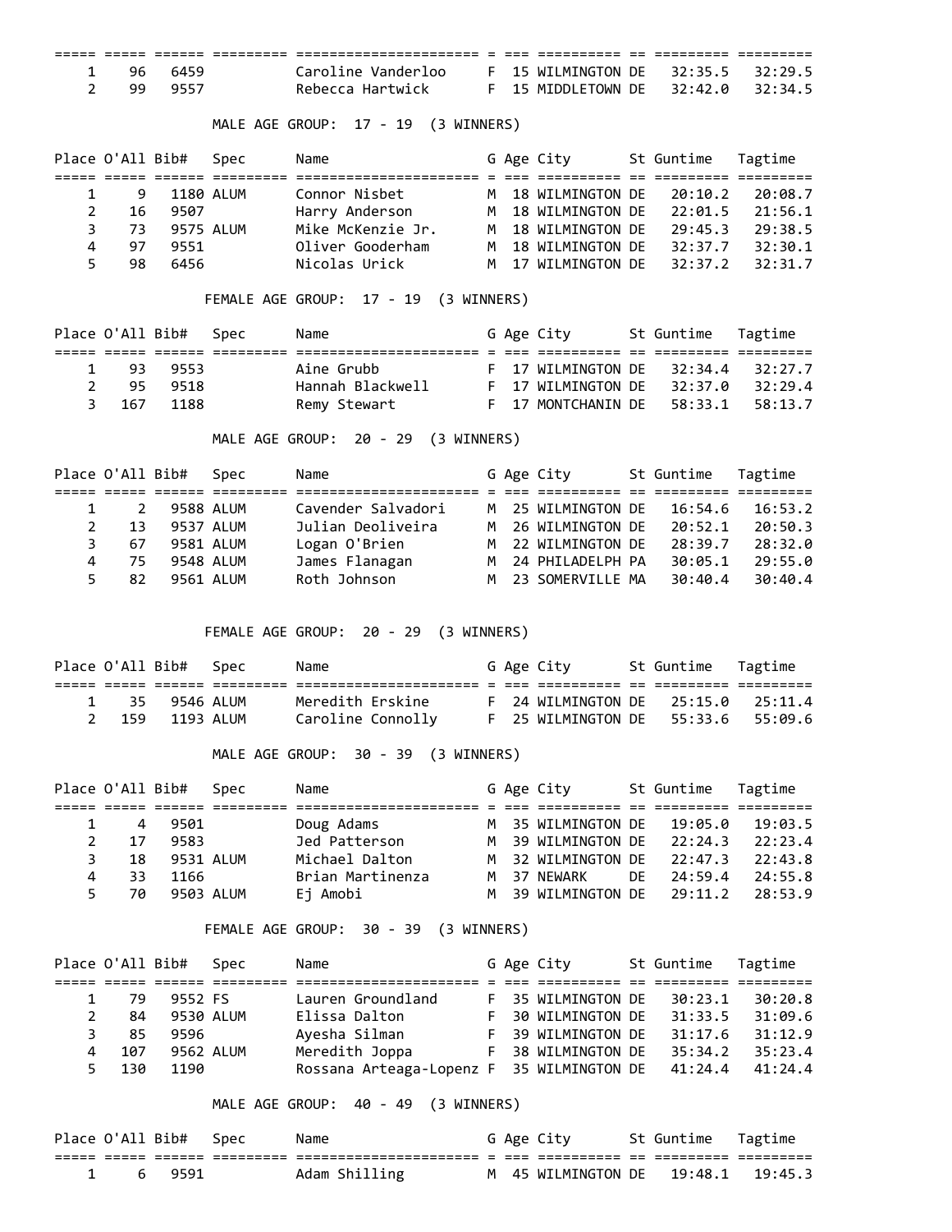| Place | O'All | Bib# | Spec | Name | G | Age | City | St | Guntime | Tagtime |
|---|---|---|---|---|---|---|---|---|---|---|
| 1 | 96 | 6459 | | Caroline Vanderloo | F | 15 | WILMINGTON | DE | 32:35.5 | 32:29.5 |
| 2 | 99 | 9557 | | Rebecca Hartwick | F | 15 | MIDDLETOWN | DE | 32:42.0 | 32:34.5 |

MALE AGE GROUP: 17 - 19 (3 WINNERS)

| Place | O'All | Bib# | Spec | Name | G | Age | City | St | Guntime | Tagtime |
|---|---|---|---|---|---|---|---|---|---|---|
| 1 | 9 | 1180 | ALUM | Connor Nisbet | M | 18 | WILMINGTON | DE | 20:10.2 | 20:08.7 |
| 2 | 16 | 9507 | | Harry Anderson | M | 18 | WILMINGTON | DE | 22:01.5 | 21:56.1 |
| 3 | 73 | 9575 | ALUM | Mike McKenzie Jr. | M | 18 | WILMINGTON | DE | 29:45.3 | 29:38.5 |
| 4 | 97 | 9551 | | Oliver Gooderham | M | 18 | WILMINGTON | DE | 32:37.7 | 32:30.1 |
| 5 | 98 | 6456 | | Nicolas Urick | M | 17 | WILMINGTON | DE | 32:37.2 | 32:31.7 |

FEMALE AGE GROUP: 17 - 19 (3 WINNERS)

| Place | O'All | Bib# | Spec | Name | G | Age | City | St | Guntime | Tagtime |
|---|---|---|---|---|---|---|---|---|---|---|
| 1 | 93 | 9553 | | Aine Grubb | F | 17 | WILMINGTON | DE | 32:34.4 | 32:27.7 |
| 2 | 95 | 9518 | | Hannah Blackwell | F | 17 | WILMINGTON | DE | 32:37.0 | 32:29.4 |
| 3 | 167 | 1188 | | Remy Stewart | F | 17 | MONTCHANIN | DE | 58:33.1 | 58:13.7 |

MALE AGE GROUP: 20 - 29 (3 WINNERS)

| Place | O'All | Bib# | Spec | Name | G | Age | City | St | Guntime | Tagtime |
|---|---|---|---|---|---|---|---|---|---|---|
| 1 | 2 | 9588 | ALUM | Cavender Salvadori | M | 25 | WILMINGTON | DE | 16:54.6 | 16:53.2 |
| 2 | 13 | 9537 | ALUM | Julian Deoliveira | M | 26 | WILMINGTON | DE | 20:52.1 | 20:50.3 |
| 3 | 67 | 9581 | ALUM | Logan O'Brien | M | 22 | WILMINGTON | DE | 28:39.7 | 28:32.0 |
| 4 | 75 | 9548 | ALUM | James Flanagan | M | 24 | PHILADELPH | PA | 30:05.1 | 29:55.0 |
| 5 | 82 | 9561 | ALUM | Roth Johnson | M | 23 | SOMERVILLE | MA | 30:40.4 | 30:40.4 |

FEMALE AGE GROUP: 20 - 29 (3 WINNERS)

| Place | O'All | Bib# | Spec | Name | G | Age | City | St | Guntime | Tagtime |
|---|---|---|---|---|---|---|---|---|---|---|
| 1 | 35 | 9546 | ALUM | Meredith Erskine | F | 24 | WILMINGTON | DE | 25:15.0 | 25:11.4 |
| 2 | 159 | 1193 | ALUM | Caroline Connolly | F | 25 | WILMINGTON | DE | 55:33.6 | 55:09.6 |

MALE AGE GROUP: 30 - 39 (3 WINNERS)

| Place | O'All | Bib# | Spec | Name | G | Age | City | St | Guntime | Tagtime |
|---|---|---|---|---|---|---|---|---|---|---|
| 1 | 4 | 9501 | | Doug Adams | M | 35 | WILMINGTON | DE | 19:05.0 | 19:03.5 |
| 2 | 17 | 9583 | | Jed Patterson | M | 39 | WILMINGTON | DE | 22:24.3 | 22:23.4 |
| 3 | 18 | 9531 | ALUM | Michael Dalton | M | 32 | WILMINGTON | DE | 22:47.3 | 22:43.8 |
| 4 | 33 | 1166 | | Brian Martinenza | M | 37 | NEWARK | DE | 24:59.4 | 24:55.8 |
| 5 | 70 | 9503 | ALUM | Ej Amobi | M | 39 | WILMINGTON | DE | 29:11.2 | 28:53.9 |

FEMALE AGE GROUP: 30 - 39 (3 WINNERS)

| Place | O'All | Bib# | Spec | Name | G | Age | City | St | Guntime | Tagtime |
|---|---|---|---|---|---|---|---|---|---|---|
| 1 | 79 | 9552 | FS | Lauren Groundland | F | 35 | WILMINGTON | DE | 30:23.1 | 30:20.8 |
| 2 | 84 | 9530 | ALUM | Elissa Dalton | F | 30 | WILMINGTON | DE | 31:33.5 | 31:09.6 |
| 3 | 85 | 9596 | | Ayesha Silman | F | 39 | WILMINGTON | DE | 31:17.6 | 31:12.9 |
| 4 | 107 | 9562 | ALUM | Meredith Joppa | F | 38 | WILMINGTON | DE | 35:34.2 | 35:23.4 |
| 5 | 130 | 1190 | | Rossana Arteaga-Lopenz | F | 35 | WILMINGTON | DE | 41:24.4 | 41:24.4 |

MALE AGE GROUP: 40 - 49 (3 WINNERS)

| Place | O'All | Bib# | Spec | Name | G | Age | City | St | Guntime | Tagtime |
|---|---|---|---|---|---|---|---|---|---|---|
| 1 | 6 | 9591 | | Adam Shilling | M | 45 | WILMINGTON | DE | 19:48.1 | 19:45.3 |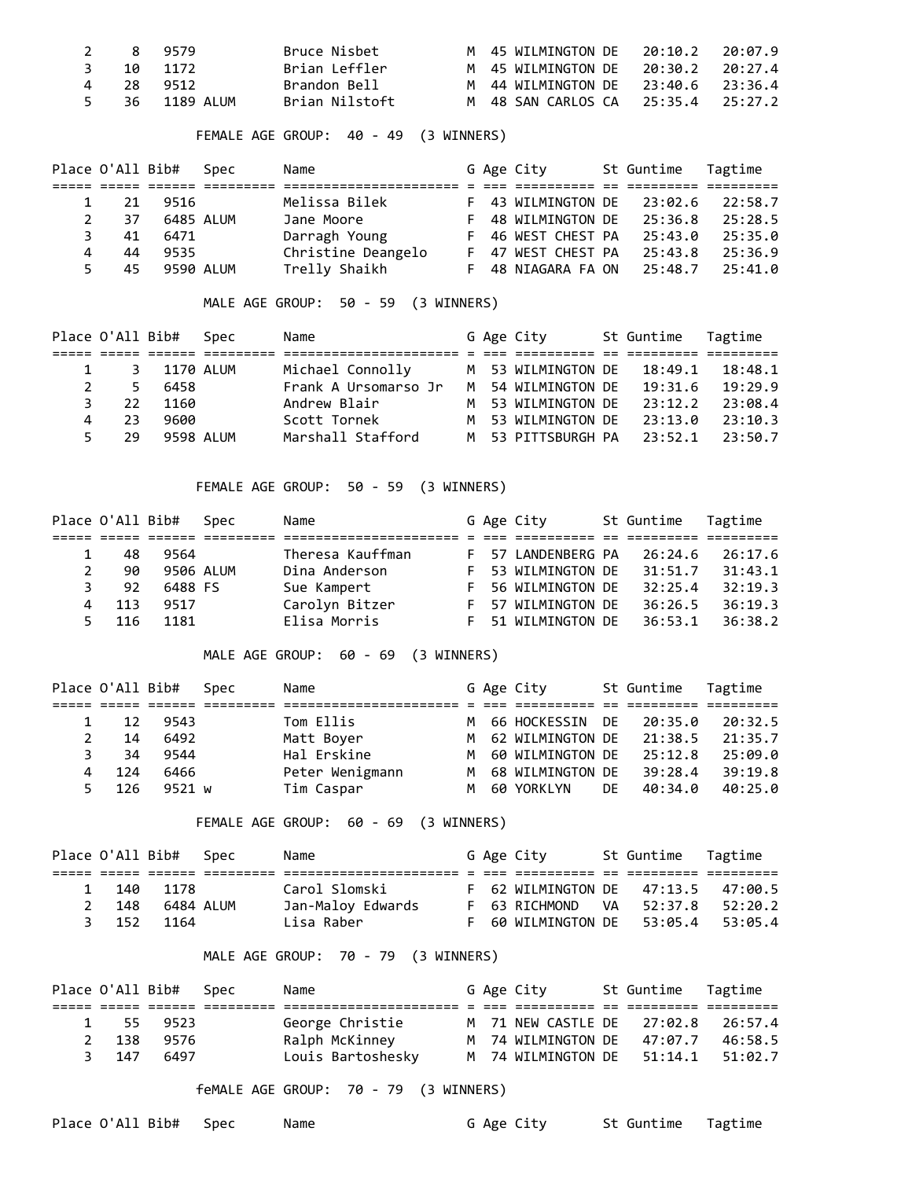| Place | O'All | Bib# | Spec | Name | G | Age | City | St | Guntime | Tagtime |
|---|---|---|---|---|---|---|---|---|---|---|
| 2 | 8 | 9579 | | Bruce Nisbet | M | 45 | WILMINGTON | DE | 20:10.2 | 20:07.9 |
| 3 | 10 | 1172 | | Brian Leffler | M | 45 | WILMINGTON | DE | 20:30.2 | 20:27.4 |
| 4 | 28 | 9512 | | Brandon Bell | M | 44 | WILMINGTON | DE | 23:40.6 | 23:36.4 |
| 5 | 36 | 1189 | ALUM | Brian Nilstoft | M | 48 | SAN CARLOS | CA | 25:35.4 | 25:27.2 |

FEMALE AGE GROUP: 40 - 49 (3 WINNERS)

| Place | O'All | Bib# | Spec | Name | G | Age | City | St | Guntime | Tagtime |
|---|---|---|---|---|---|---|---|---|---|---|
| 1 | 21 | 9516 | | Melissa Bilek | F | 43 | WILMINGTON | DE | 23:02.6 | 22:58.7 |
| 2 | 37 | 6485 | ALUM | Jane Moore | F | 48 | WILMINGTON | DE | 25:36.8 | 25:28.5 |
| 3 | 41 | 6471 | | Darragh Young | F | 46 | WEST CHEST | PA | 25:43.0 | 25:35.0 |
| 4 | 44 | 9535 | | Christine Deangelo | F | 47 | WEST CHEST | PA | 25:43.8 | 25:36.9 |
| 5 | 45 | 9590 | ALUM | Trelly Shaikh | F | 48 | NIAGARA FA | ON | 25:48.7 | 25:41.0 |

MALE AGE GROUP: 50 - 59 (3 WINNERS)

| Place | O'All | Bib# | Spec | Name | G | Age | City | St | Guntime | Tagtime |
|---|---|---|---|---|---|---|---|---|---|---|
| 1 | 3 | 1170 | ALUM | Michael Connolly | M | 53 | WILMINGTON | DE | 18:49.1 | 18:48.1 |
| 2 | 5 | 6458 | | Frank A Ursomarso Jr | M | 54 | WILMINGTON | DE | 19:31.6 | 19:29.9 |
| 3 | 22 | 1160 | | Andrew Blair | M | 53 | WILMINGTON | DE | 23:12.2 | 23:08.4 |
| 4 | 23 | 9600 | | Scott Tornek | M | 53 | WILMINGTON | DE | 23:13.0 | 23:10.3 |
| 5 | 29 | 9598 | ALUM | Marshall Stafford | M | 53 | PITTSBURGH | PA | 23:52.1 | 23:50.7 |

FEMALE AGE GROUP: 50 - 59 (3 WINNERS)

| Place | O'All | Bib# | Spec | Name | G | Age | City | St | Guntime | Tagtime |
|---|---|---|---|---|---|---|---|---|---|---|
| 1 | 48 | 9564 | | Theresa Kauffman | F | 57 | LANDENBERG | PA | 26:24.6 | 26:17.6 |
| 2 | 90 | 9506 | ALUM | Dina Anderson | F | 53 | WILMINGTON | DE | 31:51.7 | 31:43.1 |
| 3 | 92 | 6488 | FS | Sue Kampert | F | 56 | WILMINGTON | DE | 32:25.4 | 32:19.3 |
| 4 | 113 | 9517 | | Carolyn Bitzer | F | 57 | WILMINGTON | DE | 36:26.5 | 36:19.3 |
| 5 | 116 | 1181 | | Elisa Morris | F | 51 | WILMINGTON | DE | 36:53.1 | 36:38.2 |

MALE AGE GROUP: 60 - 69 (3 WINNERS)

| Place | O'All | Bib# | Spec | Name | G | Age | City | St | Guntime | Tagtime |
|---|---|---|---|---|---|---|---|---|---|---|
| 1 | 12 | 9543 | | Tom Ellis | M | 66 | HOCKESSIN | DE | 20:35.0 | 20:32.5 |
| 2 | 14 | 6492 | | Matt Boyer | M | 62 | WILMINGTON | DE | 21:38.5 | 21:35.7 |
| 3 | 34 | 9544 | | Hal Erskine | M | 60 | WILMINGTON | DE | 25:12.8 | 25:09.0 |
| 4 | 124 | 6466 | | Peter Wenigmann | M | 68 | WILMINGTON | DE | 39:28.4 | 39:19.8 |
| 5 | 126 | 9521 | w | Tim Caspar | M | 60 | YORKLYN | DE | 40:34.0 | 40:25.0 |

FEMALE AGE GROUP: 60 - 69 (3 WINNERS)

| Place | O'All | Bib# | Spec | Name | G | Age | City | St | Guntime | Tagtime |
|---|---|---|---|---|---|---|---|---|---|---|
| 1 | 140 | 1178 | | Carol Slomski | F | 62 | WILMINGTON | DE | 47:13.5 | 47:00.5 |
| 2 | 148 | 6484 | ALUM | Jan-Maloy Edwards | F | 63 | RICHMOND | VA | 52:37.8 | 52:20.2 |
| 3 | 152 | 1164 | | Lisa Raber | F | 60 | WILMINGTON | DE | 53:05.4 | 53:05.4 |

MALE AGE GROUP: 70 - 79 (3 WINNERS)

| Place | O'All | Bib# | Spec | Name | G | Age | City | St | Guntime | Tagtime |
|---|---|---|---|---|---|---|---|---|---|---|
| 1 | 55 | 9523 | | George Christie | M | 71 | NEW CASTLE | DE | 27:02.8 | 26:57.4 |
| 2 | 138 | 9576 | | Ralph McKinney | M | 74 | WILMINGTON | DE | 47:07.7 | 46:58.5 |
| 3 | 147 | 6497 | | Louis Bartoshesky | M | 74 | WILMINGTON | DE | 51:14.1 | 51:02.7 |

feMALE AGE GROUP: 70 - 79 (3 WINNERS)

| Place | O'All | Bib# | Spec | Name | G | Age | City | St | Guntime | Tagtime |
|---|---|---|---|---|---|---|---|---|---|---|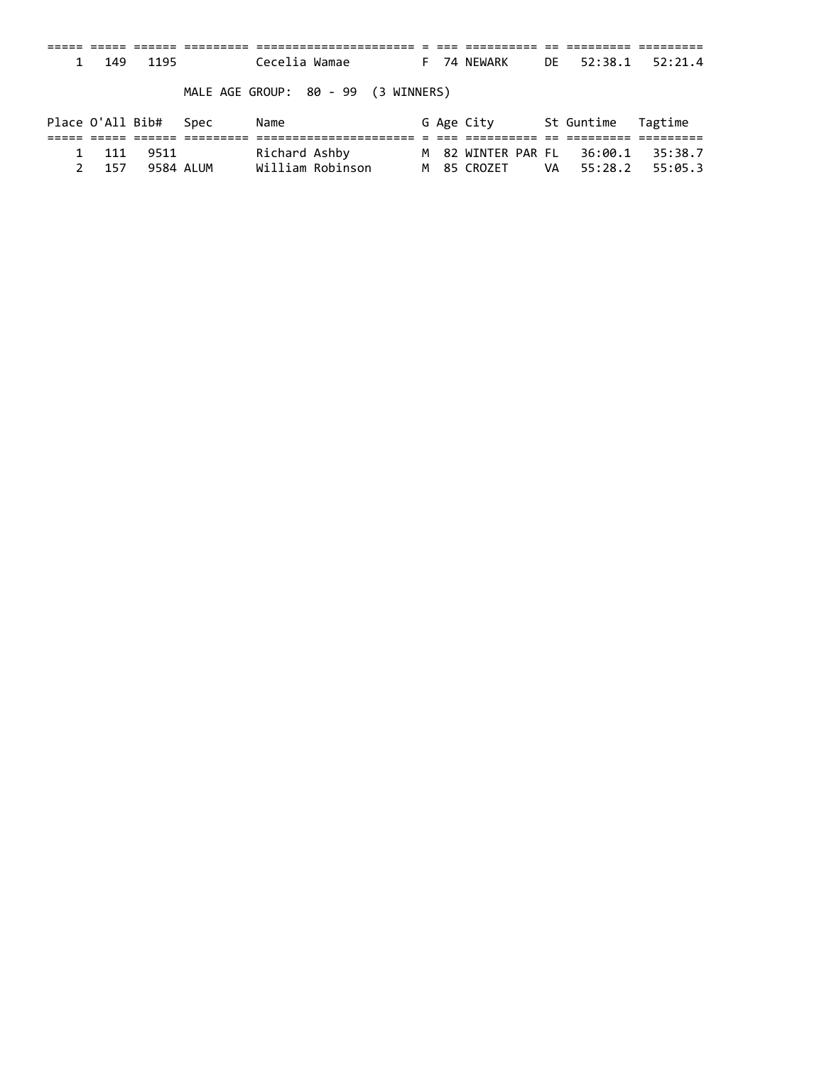| Place | O'All | Bib# | Spec | Name | G | Age | City | St | Guntime | Tagtime |
|---|---|---|---|---|---|---|---|---|---|---|
| 1 | 149 | 1195 | | Cecelia Wamae | F | 74 | NEWARK | DE | 52:38.1 | 52:21.4 |

MALE AGE GROUP: 80 - 99 (3 WINNERS)

| Place | O'All | Bib# | Spec | Name | G | Age | City | St | Guntime | Tagtime |
|---|---|---|---|---|---|---|---|---|---|---|
| 1 | 111 | 9511 | | Richard Ashby | M | 82 | WINTER PAR | FL | 36:00.1 | 35:38.7 |
| 2 | 157 | 9584 | ALUM | William Robinson | M | 85 | CROZET | VA | 55:28.2 | 55:05.3 |